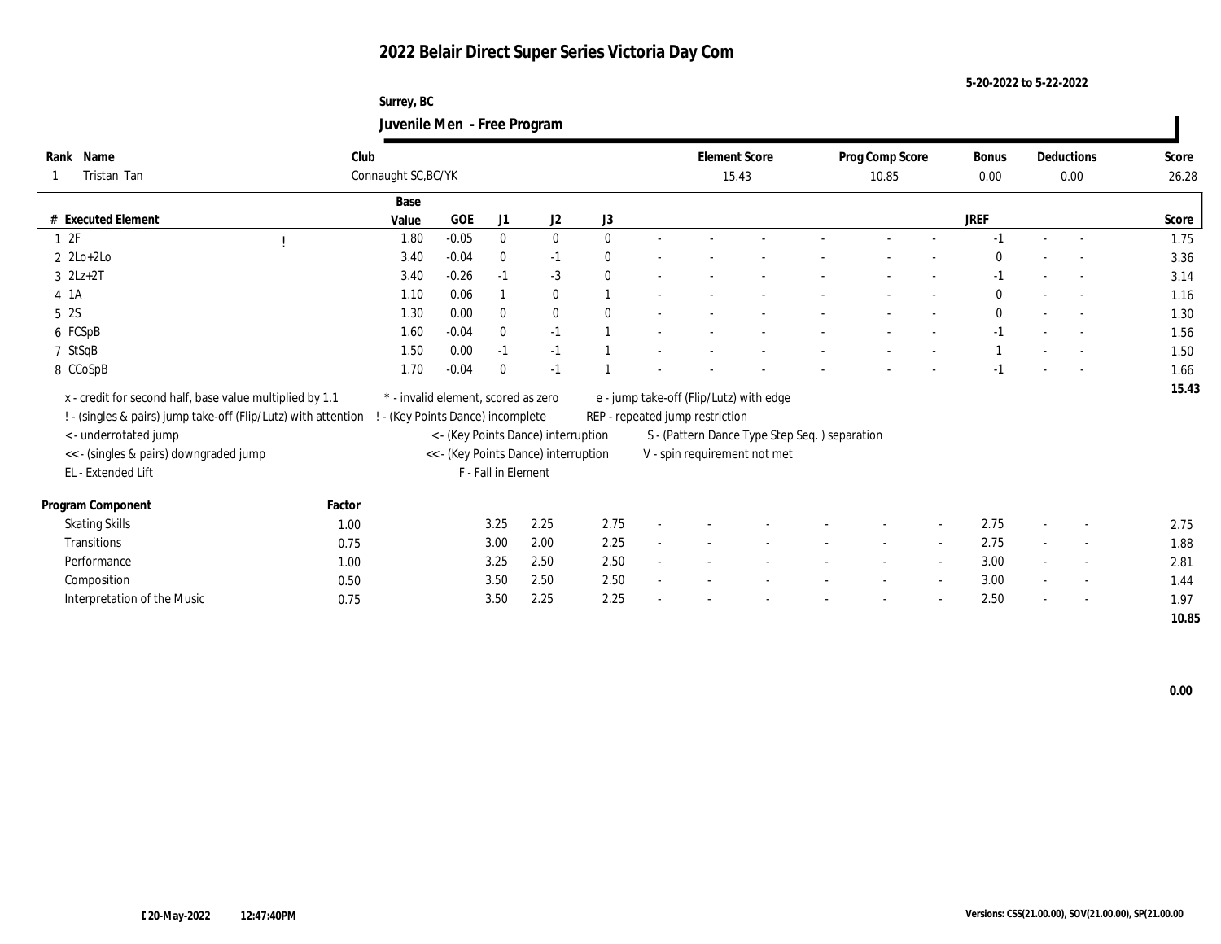# 2022 Belair Direct Super Series Victoria Day Com

5-20-2022 to 5-22-2022

Surrey, BC

## Juvenile Men - Free Program

| Rank | Name | Club | Element Score | Prog Comp Score | Bonus | Deductions | Score |
|---|---|---|---|---|---|---|---|
| 1 | Tristan Tan | Connaught SC,BC/YK | 15.43 | 10.85 | 0.00 | 0.00 | 26.28 |

| # | Executed Element | | Base Value | GOE | J1 | J2 | J3 | | | | | | | | | JREF | | | Score |
|---|---|---|---|---|---|---|---|---|---|---|---|---|---|---|---|---|---|---|---|
| 1 | 2F | ! | 1.80 | -0.05 | 0 | 0 | 0 | - | - | - | - | - | - | - | - | -1 | - | - | 1.75 |
| 2 | 2Lo+2Lo | | 3.40 | -0.04 | 0 | -1 | 0 | - | - | - | - | - | - | - | - | 0 | - | - | 3.36 |
| 3 | 2Lz+2T | | 3.40 | -0.26 | -1 | -3 | 0 | - | - | - | - | - | - | - | - | -1 | - | - | 3.14 |
| 4 | 1A | | 1.10 | 0.06 | 1 | 0 | 1 | - | - | - | - | - | - | - | - | 0 | - | - | 1.16 |
| 5 | 2S | | 1.30 | 0.00 | 0 | 0 | 0 | - | - | - | - | - | - | - | - | 0 | - | - | 1.30 |
| 6 | FCSpB | | 1.60 | -0.04 | 0 | -1 | 1 | - | - | - | - | - | - | - | - | -1 | - | - | 1.56 |
| 7 | StSqB | | 1.50 | 0.00 | -1 | -1 | 1 | - | - | - | - | - | - | - | - | 1 | - | - | 1.50 |
| 8 | CCoSpB | | 1.70 | -0.04 | 0 | -1 | 1 | - | - | - | - | - | - | - | - | -1 | - | - | 1.66 |
| | | | | | | | | | | | | | | | | | | | 15.43 |

x - credit for second half, base value multiplied by 1.1
! - (singles & pairs) jump take-off (Flip/Lutz) with attention
< - underrotated jump
<< - (singles & pairs) downgraded jump
EL - Extended Lift
\* - invalid element, scored as zero
! - (Key Points Dance) incomplete
< - (Key Points Dance) interruption
<< - (Key Points Dance) interruption
F - Fall in Element
e - jump take-off (Flip/Lutz) with edge
REP - repeated jump restriction
S - (Pattern Dance Type Step Seq. ) separation
V - spin requirement not met

| Program Component | Factor | J1 | J2 | J3 | | | | | | | | | JREF | | | Score |
|---|---|---|---|---|---|---|---|---|---|---|---|---|---|---|---|---|
| Skating Skills | 1.00 | 3.25 | 2.25 | 2.75 | - | - | - | - | - | - | - | - | 2.75 | - | - | 2.75 |
| Transitions | 0.75 | 3.00 | 2.00 | 2.25 | - | - | - | - | - | - | - | - | 2.75 | - | - | 1.88 |
| Performance | 1.00 | 3.25 | 2.50 | 2.50 | - | - | - | - | - | - | - | - | 3.00 | - | - | 2.81 |
| Composition | 0.50 | 3.50 | 2.50 | 2.50 | - | - | - | - | - | - | - | - | 3.00 | - | - | 1.44 |
| Interpretation of the Music | 0.75 | 3.50 | 2.25 | 2.25 | - | - | - | - | - | - | - | - | 2.50 | - | - | 1.97 |
| | | | | | | | | | | | | | | | | 10.85 |

0.00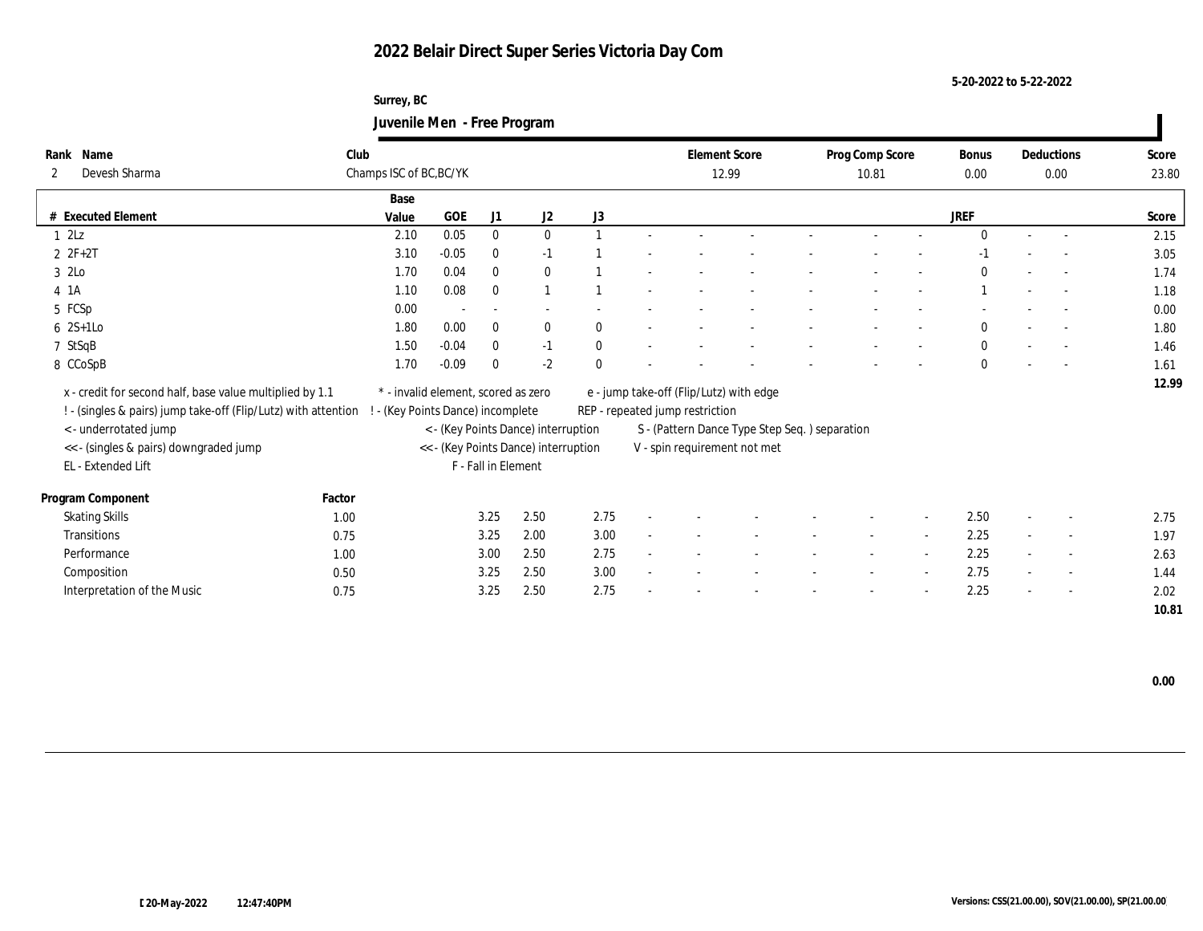# 2022 Belair Direct Super Series Victoria Day Com

5-20-2022 to 5-22-2022

Surrey, BC

## Juvenile Men - Free Program

| Rank | Name | Club | Element Score | Prog Comp Score | Bonus | Deductions | Score |
|---|---|---|---|---|---|---|---|
| 2 | Devesh Sharma | Champs ISC of BC,BC/YK | 12.99 | 10.81 | 0.00 | 0.00 | 23.80 |

| # | Executed Element | Base Value | GOE | J1 | J2 | J3 | | | | | | | | | JREF | | | Score |
|---|---|---|---|---|---|---|---|---|---|---|---|---|---|---|---|---|---|---|
| 1 | 2Lz | 2.10 | 0.05 | 0 | 0 | 1 | - | - | - | - | - | - | - | 0 | - | - | | 2.15 |
| 2 | 2F+2T | 3.10 | -0.05 | 0 | -1 | 1 | - | - | - | - | - | - | - | -1 | - | - | | 3.05 |
| 3 | 2Lo | 1.70 | 0.04 | 0 | 0 | 1 | - | - | - | - | - | - | - | 0 | - | - | | 1.74 |
| 4 | 1A | 1.10 | 0.08 | 0 | 1 | 1 | - | - | - | - | - | - | - | 1 | - | - | | 1.18 |
| 5 | FCSp | 0.00 | - | - | - | - | - | - | - | - | - | - | - | - | - | - | | 0.00 |
| 6 | 2S+1Lo | 1.80 | 0.00 | 0 | 0 | 0 | - | - | - | - | - | - | - | 0 | - | - | | 1.80 |
| 7 | StSqB | 1.50 | -0.04 | 0 | -1 | 0 | - | - | - | - | - | - | - | 0 | - | - | | 1.46 |
| 8 | CCoSpB | 1.70 | -0.09 | 0 | -2 | 0 | - | - | - | - | - | - | - | 0 | - | - | | 1.61 |
| | | | | | | | | | | | | | | | | | | 12.99 |

x - credit for second half, base value multiplied by 1.1
! - (singles & pairs) jump take-off (Flip/Lutz) with attention
< - underrotated jump
<< - (singles & pairs) downgraded jump
EL - Extended Lift
* - invalid element, scored as zero
! - (Key Points Dance) incomplete
< - (Key Points Dance) interruption
<< - (Key Points Dance) interruption
F - Fall in Element
e - jump take-off (Flip/Lutz) with edge
REP - repeated jump restriction
S - (Pattern Dance Type Step Seq. ) separation
V - spin requirement not met

| Program Component | Factor | J1 | J2 | J3 | | | | | | | | JREF | | | Score |
|---|---|---|---|---|---|---|---|---|---|---|---|---|---|---|---|
| Skating Skills | 1.00 | 3.25 | 2.50 | 2.75 | - | - | - | - | - | - | - | 2.50 | - | - | 2.75 |
| Transitions | 0.75 | 3.25 | 2.00 | 3.00 | - | - | - | - | - | - | - | 2.25 | - | - | 1.97 |
| Performance | 1.00 | 3.00 | 2.50 | 2.75 | - | - | - | - | - | - | - | 2.25 | - | - | 2.63 |
| Composition | 0.50 | 3.25 | 2.50 | 3.00 | - | - | - | - | - | - | - | 2.75 | - | - | 1.44 |
| Interpretation of the Music | 0.75 | 3.25 | 2.50 | 2.75 | - | - | - | - | - | - | - | 2.25 | - | - | 2.02 |
| | | | | | | | | | | | | | | | 10.81 |

0.00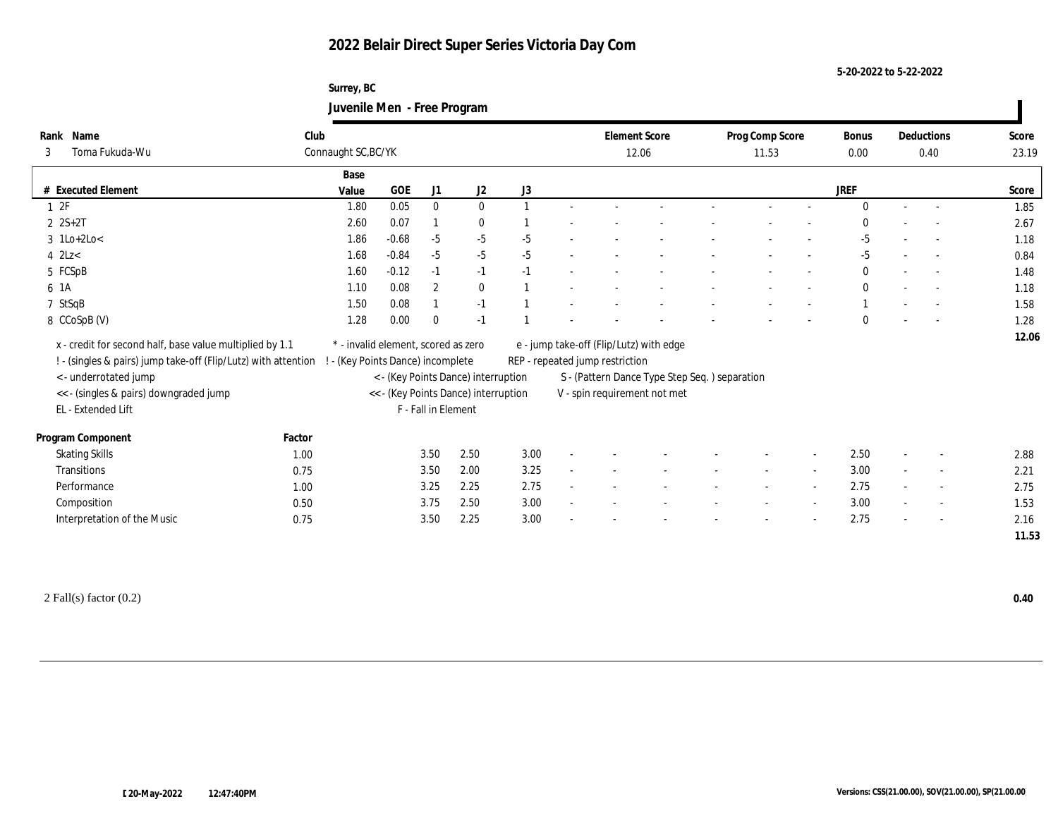# 2022 Belair Direct Super Series Victoria Day Com

5-20-2022 to 5-22-2022

Surrey, BC

## Juvenile Men - Free Program

| Rank | Name | Club | Element Score | Prog Comp Score | Bonus | Deductions | Score |
|---|---|---|---|---|---|---|---|
| 3 | Toma Fukuda-Wu | Connaught SC,BC/YK | 12.06 | 11.53 | 0.00 | 0.40 | 23.19 |

| # | Executed Element | Base Value | GOE | J1 | J2 | J3 | | | | | | | | | JREF | | | Score |
|---|---|---|---|---|---|---|---|---|---|---|---|---|---|---|---|---|---|---|
| 1 | 2F | 1.80 | 0.05 | 0 | 0 | 1 | - | - | - | - | - | - | - | | 0 | - | - | 1.85 |
| 2 | 2S+2T | 2.60 | 0.07 | 1 | 0 | 1 | - | - | - | - | - | - | - | | 0 | - | - | 2.67 |
| 3 | 1Lo+2Lo< | 1.86 | -0.68 | -5 | -5 | -5 | - | - | - | - | - | - | - | | -5 | - | - | 1.18 |
| 4 | 2Lz< | 1.68 | -0.84 | -5 | -5 | -5 | - | - | - | - | - | - | - | | -5 | - | - | 0.84 |
| 5 | FCSpB | 1.60 | -0.12 | -1 | -1 | -1 | - | - | - | - | - | - | - | | 0 | - | - | 1.48 |
| 6 | 1A | 1.10 | 0.08 | 2 | 0 | 1 | - | - | - | - | - | - | - | | 0 | - | - | 1.18 |
| 7 | StSqB | 1.50 | 0.08 | 1 | -1 | 1 | - | - | - | - | - | - | - | | 1 | - | - | 1.58 |
| 8 | CCoSpB (V) | 1.28 | 0.00 | 0 | -1 | 1 | - | - | - | - | - | - | - | | 0 | - | - | 1.28 |
| | | | | | | | | | | | | | | | | | | 12.06 |

x - credit for second half, base value multiplied by 1.1
! - (singles & pairs) jump take-off (Flip/Lutz) with attention
< - underrotated jump
<< - (singles & pairs) downgraded jump
EL - Extended Lift
* - invalid element, scored as zero
! - (Key Points Dance) incomplete
< - (Key Points Dance) interruption
<< - (Key Points Dance) interruption
F - Fall in Element
e - jump take-off (Flip/Lutz) with edge
REP - repeated jump restriction
S - (Pattern Dance Type Step Seq. ) separation
V - spin requirement not met

| Program Component | Factor | J1 | J2 | J3 | | | | | | | | JREF | | | Score |
|---|---|---|---|---|---|---|---|---|---|---|---|---|---|---|---|
| Skating Skills | 1.00 | 3.50 | 2.50 | 3.00 | - | - | - | - | - | - | - | 2.50 | - | - | 2.88 |
| Transitions | 0.75 | 3.50 | 2.00 | 3.25 | - | - | - | - | - | - | - | 3.00 | - | - | 2.21 |
| Performance | 1.00 | 3.25 | 2.25 | 2.75 | - | - | - | - | - | - | - | 2.75 | - | - | 2.75 |
| Composition | 0.50 | 3.75 | 2.50 | 3.00 | - | - | - | - | - | - | - | 3.00 | - | - | 1.53 |
| Interpretation of the Music | 0.75 | 3.50 | 2.25 | 3.00 | - | - | - | - | - | - | - | 2.75 | - | - | 2.16 |
| | | | | | | | | | | | | | | | 11.53 |

2 Fall(s) factor (0.2) **0.40**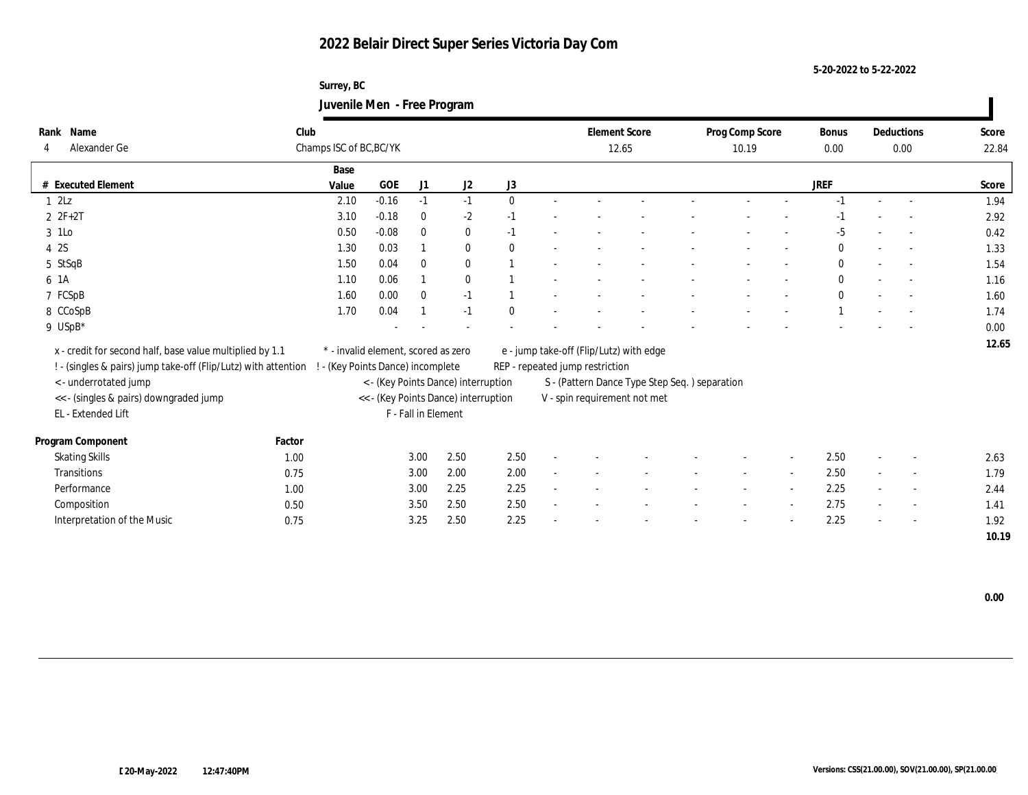# 2022 Belair Direct Super Series Victoria Day Com

5-20-2022 to 5-22-2022

Surrey, BC

## Juvenile Men - Free Program

| Rank | Name | Club | Element Score | Prog Comp Score | Bonus | Deductions | Score |
|---|---|---|---|---|---|---|---|
| 4 | Alexander Ge | Champs ISC of BC,BC/YK | 12.65 | 10.19 | 0.00 | 0.00 | 22.84 |

| # | Executed Element | Base Value | GOE | J1 | J2 | J3 | | | | | | | JREF | | | Score |
|---|---|---|---|---|---|---|---|---|---|---|---|---|---|---|---|---|
| 1 | 2Lz | 2.10 | -0.16 | -1 | -1 | 0 | - | - | - | - | - | - | -1 | - | - | 1.94 |
| 2 | 2F+2T | 3.10 | -0.18 | 0 | -2 | -1 | - | - | - | - | - | - | -1 | - | - | 2.92 |
| 3 | 1Lo | 0.50 | -0.08 | 0 | 0 | -1 | - | - | - | - | - | - | -5 | - | - | 0.42 |
| 4 | 2S | 1.30 | 0.03 | 1 | 0 | 0 | - | - | - | - | - | - | 0 | - | - | 1.33 |
| 5 | StSqB | 1.50 | 0.04 | 0 | 0 | 1 | - | - | - | - | - | - | 0 | - | - | 1.54 |
| 6 | 1A | 1.10 | 0.06 | 1 | 0 | 1 | - | - | - | - | - | - | 0 | - | - | 1.16 |
| 7 | FCSpB | 1.60 | 0.00 | 0 | -1 | 1 | - | - | - | - | - | - | 0 | - | - | 1.60 |
| 8 | CCoSpB | 1.70 | 0.04 | 1 | -1 | 0 | - | - | - | - | - | - | 1 | - | - | 1.74 |
| 9 | USpB* | | - | - | - | - | - | - | - | - | - | - | - | - | - | 0.00 |
| | | | | | | | | | | | | | | | | 12.65 |

x - credit for second half, base value multiplied by 1.1
! - (singles & pairs) jump take-off (Flip/Lutz) with attention
< - underrotated jump
<< - (singles & pairs) downgraded jump
EL - Extended Lift
\* - invalid element, scored as zero
! - (Key Points Dance) incomplete
< - (Key Points Dance) interruption
<< - (Key Points Dance) interruption
F - Fall in Element
e - jump take-off (Flip/Lutz) with edge
REP - repeated jump restriction
S - (Pattern Dance Type Step Seq. ) separation
V - spin requirement not met

| Program Component | Factor | J1 | J2 | J3 | | | | | | | JREF | | | Score |
|---|---|---|---|---|---|---|---|---|---|---|---|---|---|---|
| Skating Skills | 1.00 | 3.00 | 2.50 | 2.50 | - | - | - | - | - | - | 2.50 | - | - | 2.63 |
| Transitions | 0.75 | 3.00 | 2.00 | 2.00 | - | - | - | - | - | - | 2.50 | - | - | 1.79 |
| Performance | 1.00 | 3.00 | 2.25 | 2.25 | - | - | - | - | - | - | 2.25 | - | - | 2.44 |
| Composition | 0.50 | 3.50 | 2.50 | 2.50 | - | - | - | - | - | - | 2.75 | - | - | 1.41 |
| Interpretation of the Music | 0.75 | 3.25 | 2.50 | 2.25 | - | - | - | - | - | - | 2.25 | - | - | 1.92 |
| | | | | | | | | | | | | | | 10.19 |

0.00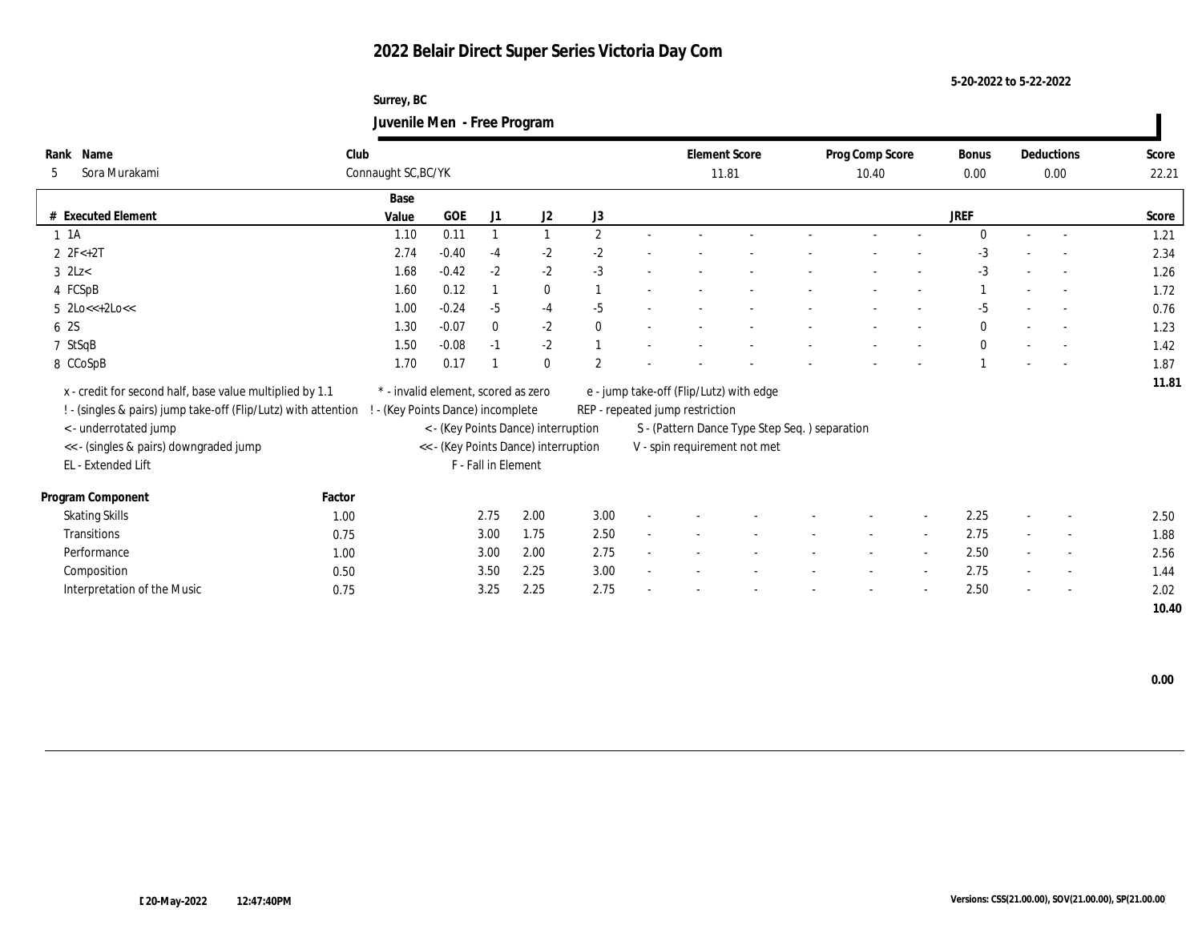# 2022 Belair Direct Super Series Victoria Day Com

5-20-2022 to 5-22-2022

Surrey, BC

## Juvenile Men - Free Program

| Rank | Name | Club | Element Score | Prog Comp Score | Bonus | Deductions | Score |
|---|---|---|---|---|---|---|---|
| 5 | Sora Murakami | Connaught SC,BC/YK | 11.81 | 10.40 | 0.00 | 0.00 | 22.21 |

| # | Executed Element | Base Value | GOE | J1 | J2 | J3 | | | | | | | | JREF | | | Score |
|---|---|---|---|---|---|---|---|---|---|---|---|---|---|---|---|---|---|
| 1 | 1A | 1.10 | 0.11 | 1 | 1 | 2 | - | - | - | - | - | - | - | 0 | - | - | 1.21 |
| 2 | 2F<+2T | 2.74 | -0.40 | -4 | -2 | -2 | - | - | - | - | - | - | - | -3 | - | - | 2.34 |
| 3 | 2Lz< | 1.68 | -0.42 | -2 | -2 | -3 | - | - | - | - | - | - | - | -3 | - | - | 1.26 |
| 4 | FCSpB | 1.60 | 0.12 | 1 | 0 | 1 | - | - | - | - | - | - | - | 1 | - | - | 1.72 |
| 5 | 2Lo<<+2Lo<< | 1.00 | -0.24 | -5 | -4 | -5 | - | - | - | - | - | - | - | -5 | - | - | 0.76 |
| 6 | 2S | 1.30 | -0.07 | 0 | -2 | 0 | - | - | - | - | - | - | - | 0 | - | - | 1.23 |
| 7 | StSqB | 1.50 | -0.08 | -1 | -2 | 1 | - | - | - | - | - | - | - | 0 | - | - | 1.42 |
| 8 | CCoSpB | 1.70 | 0.17 | 1 | 0 | 2 | - | - | - | - | - | - | - | 1 | - | - | 1.87 |
| | | | | | | | | | | | | | | | | | 11.81 |

x - credit for second half, base value multiplied by 1.1
! - (singles & pairs) jump take-off (Flip/Lutz) with attention
< - underrotated jump
<< - (singles & pairs) downgraded jump
EL - Extended Lift

\* - invalid element, scored as zero
! - (Key Points Dance) incomplete
< - (Key Points Dance) interruption
<< - (Key Points Dance) interruption
F - Fall in Element

e - jump take-off (Flip/Lutz) with edge
REP - repeated jump restriction
S - (Pattern Dance Type Step Seq. ) separation
V - spin requirement not met

| Program Component | Factor | J1 | J2 | J3 | | | | | | | | JREF | | | Score |
|---|---|---|---|---|---|---|---|---|---|---|---|---|---|---|---|
| Skating Skills | 1.00 | 2.75 | 2.00 | 3.00 | - | - | - | - | - | - | - | 2.25 | - | - | 2.50 |
| Transitions | 0.75 | 3.00 | 1.75 | 2.50 | - | - | - | - | - | - | - | 2.75 | - | - | 1.88 |
| Performance | 1.00 | 3.00 | 2.00 | 2.75 | - | - | - | - | - | - | - | 2.50 | - | - | 2.56 |
| Composition | 0.50 | 3.50 | 2.25 | 3.00 | - | - | - | - | - | - | - | 2.75 | - | - | 1.44 |
| Interpretation of the Music | 0.75 | 3.25 | 2.25 | 2.75 | - | - | - | - | - | - | - | 2.50 | - | - | 2.02 |
| | | | | | | | | | | | | | | | 10.40 |

0.00

20-May-2022 12:47:40PM

Versions: CSS(21.00.00), SOV(21.00.00), SP(21.00.00)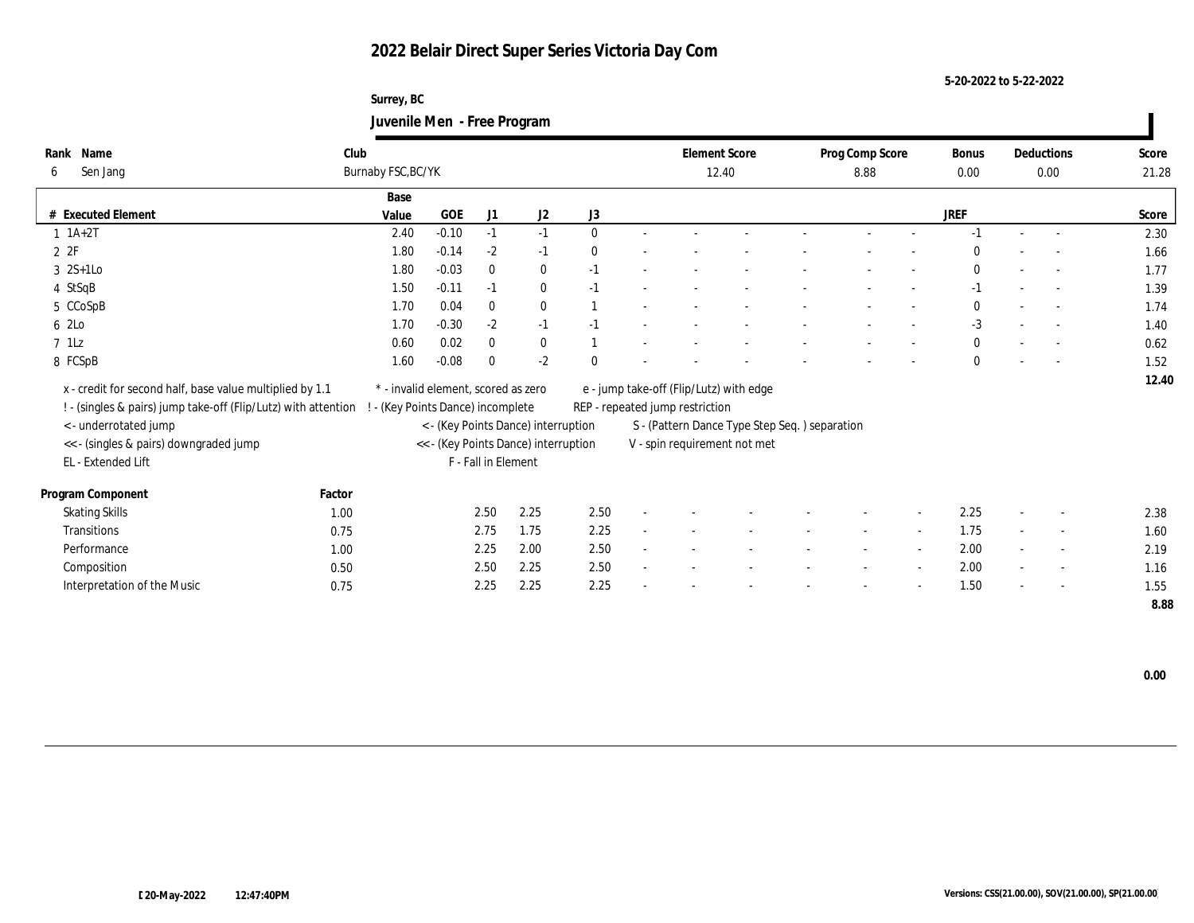# 2022 Belair Direct Super Series Victoria Day Com

5-20-2022 to 5-22-2022

Surrey, BC

## Juvenile Men - Free Program

| Rank | Name | Club | Element Score | Prog Comp Score | Bonus | Deductions | Score |
|---|---|---|---|---|---|---|---|
| 6 | Sen Jang | Burnaby FSC,BC/YK | 12.40 | 8.88 | 0.00 | 0.00 | 21.28 |

| # | Executed Element | Base Value | GOE | J1 | J2 | J3 | | | | | | | | JREF | | | Score |
|---|---|---|---|---|---|---|---|---|---|---|---|---|---|---|---|---|---|
| 1 | 1A+2T | 2.40 | -0.10 | -1 | -1 | 0 | - | - | - | - | - | - | - | -1 | - | - | 2.30 |
| 2 | 2F | 1.80 | -0.14 | -2 | -1 | 0 | - | - | - | - | - | - | - | 0 | - | - | 1.66 |
| 3 | 2S+1Lo | 1.80 | -0.03 | 0 | 0 | -1 | - | - | - | - | - | - | - | 0 | - | - | 1.77 |
| 4 | StSqB | 1.50 | -0.11 | -1 | 0 | -1 | - | - | - | - | - | - | - | -1 | - | - | 1.39 |
| 5 | CCoSpB | 1.70 | 0.04 | 0 | 0 | 1 | - | - | - | - | - | - | - | 0 | - | - | 1.74 |
| 6 | 2Lo | 1.70 | -0.30 | -2 | -1 | -1 | - | - | - | - | - | - | - | -3 | - | - | 1.40 |
| 7 | 1Lz | 0.60 | 0.02 | 0 | 0 | 1 | - | - | - | - | - | - | - | 0 | - | - | 0.62 |
| 8 | FCSpB | 1.60 | -0.08 | 0 | -2 | 0 | - | - | - | - | - | - | - | 0 | - | - | 1.52 |
| | | | | | | | | | | | | | | | | | 12.40 |

x - credit for second half, base value multiplied by 1.1
! - (singles & pairs) jump take-off (Flip/Lutz) with attention
< - underrotated jump
<< - (singles & pairs) downgraded jump
EL - Extended Lift
* - invalid element, scored as zero
! - (Key Points Dance) incomplete
< - (Key Points Dance) interruption
<< - (Key Points Dance) interruption
F - Fall in Element
e - jump take-off (Flip/Lutz) with edge
REP - repeated jump restriction
S - (Pattern Dance Type Step Seq. ) separation
V - spin requirement not met

| Program Component | Factor | J1 | J2 | J3 | | | | | | | | JREF | | | Score |
|---|---|---|---|---|---|---|---|---|---|---|---|---|---|---|---|
| Skating Skills | 1.00 | 2.50 | 2.25 | 2.50 | - | - | - | - | - | - | - | 2.25 | - | - | 2.38 |
| Transitions | 0.75 | 2.75 | 1.75 | 2.25 | - | - | - | - | - | - | - | 1.75 | - | - | 1.60 |
| Performance | 1.00 | 2.25 | 2.00 | 2.50 | - | - | - | - | - | - | - | 2.00 | - | - | 2.19 |
| Composition | 0.50 | 2.50 | 2.25 | 2.50 | - | - | - | - | - | - | - | 2.00 | - | - | 1.16 |
| Interpretation of the Music | 0.75 | 2.25 | 2.25 | 2.25 | - | - | - | - | - | - | - | 1.50 | - | - | 1.55 |
| | | | | | | | | | | | | | | | 8.88 |

0.00

20-May-2022 12:47:40PM

Versions: CSS(21.00.00), SOV(21.00.00), SP(21.00.00)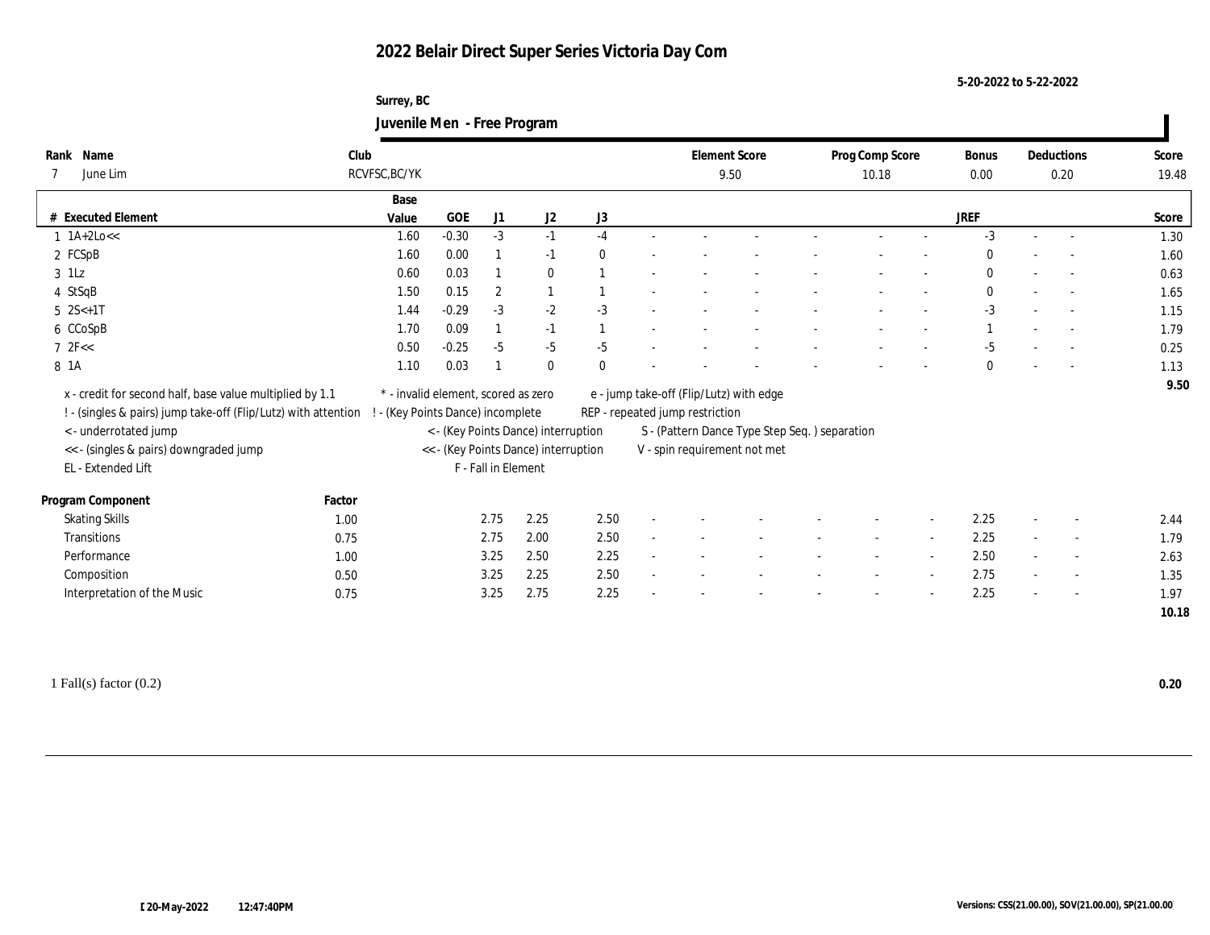# 2022 Belair Direct Super Series Victoria Day Com

5-20-2022 to 5-22-2022

Surrey, BC

## Juvenile Men - Free Program

| Rank | Name | Club | Element Score | Prog Comp Score | Bonus | Deductions | Score |
|---|---|---|---|---|---|---|---|
| 7 | June Lim | RCVFSC,BC/YK | 9.50 | 10.18 | 0.00 | 0.20 | 19.48 |

| # | Executed Element | Base Value | GOE | J1 | J2 | J3 | | | | | | | | | JREF | | | Score |
|---|---|---|---|---|---|---|---|---|---|---|---|---|---|---|---|---|---|---|
| 1 | 1A+2Lo<< | 1.60 | -0.30 | -3 | -1 | -4 | - | - | - | - | - | - | - | - | -3 | - | - | 1.30 |
| 2 | FCSpB | 1.60 | 0.00 | 1 | -1 | 0 | - | - | - | - | - | - | - | - | 0 | - | - | 1.60 |
| 3 | 1Lz | 0.60 | 0.03 | 1 | 0 | 1 | - | - | - | - | - | - | - | - | 0 | - | - | 0.63 |
| 4 | StSqB | 1.50 | 0.15 | 2 | 1 | 1 | - | - | - | - | - | - | - | - | 0 | - | - | 1.65 |
| 5 | 2S<+1T | 1.44 | -0.29 | -3 | -2 | -3 | - | - | - | - | - | - | - | - | -3 | - | - | 1.15 |
| 6 | CCoSpB | 1.70 | 0.09 | 1 | -1 | 1 | - | - | - | - | - | - | - | - | 1 | - | - | 1.79 |
| 7 | 2F<< | 0.50 | -0.25 | -5 | -5 | -5 | - | - | - | - | - | - | - | - | -5 | - | - | 0.25 |
| 8 | 1A | 1.10 | 0.03 | 1 | 0 | 0 | - | - | - | - | - | - | - | - | 0 | - | - | 1.13 |
| | | | | | | | | | | | | | | | | | | 9.50 |

x - credit for second half, base value multiplied by 1.1
! - (singles & pairs) jump take-off (Flip/Lutz) with attention
< - underrotated jump
<< - (singles & pairs) downgraded jump
EL - Extended Lift
* - invalid element, scored as zero
! - (Key Points Dance) incomplete
< - (Key Points Dance) interruption
<< - (Key Points Dance) interruption
F - Fall in Element
e - jump take-off (Flip/Lutz) with edge
REP - repeated jump restriction
S - (Pattern Dance Type Step Seq. ) separation
V - spin requirement not met

| Program Component | Factor | J1 | J2 | J3 | | | | | | | | | JREF | | | Score |
|---|---|---|---|---|---|---|---|---|---|---|---|---|---|---|---|---|
| Skating Skills | 1.00 | 2.75 | 2.25 | 2.50 | - | - | - | - | - | - | - | - | 2.25 | - | - | 2.44 |
| Transitions | 0.75 | 2.75 | 2.00 | 2.50 | - | - | - | - | - | - | - | - | 2.25 | - | - | 1.79 |
| Performance | 1.00 | 3.25 | 2.50 | 2.25 | - | - | - | - | - | - | - | - | 2.50 | - | - | 2.63 |
| Composition | 0.50 | 3.25 | 2.25 | 2.50 | - | - | - | - | - | - | - | - | 2.75 | - | - | 1.35 |
| Interpretation of the Music | 0.75 | 3.25 | 2.75 | 2.25 | - | - | - | - | - | - | - | - | 2.25 | - | - | 1.97 |
| | | | | | | | | | | | | | | | | 10.18 |

1 Fall(s) factor (0.2) **0.20**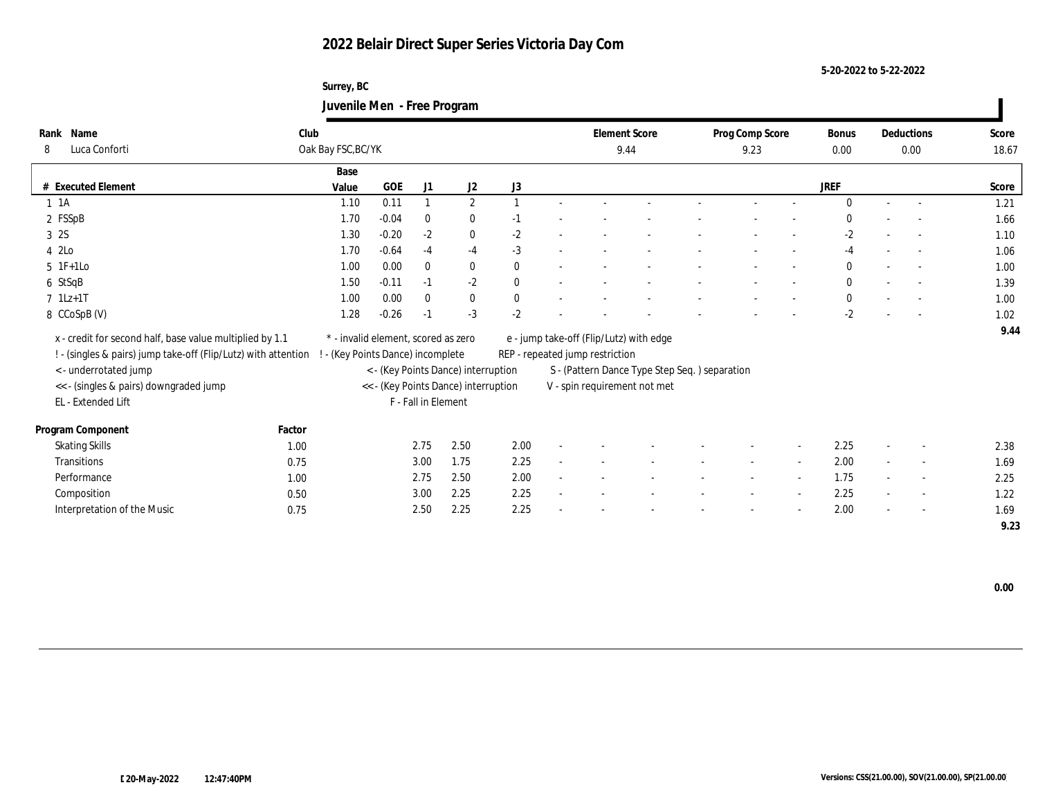# 2022 Belair Direct Super Series Victoria Day Com

5-20-2022 to 5-22-2022

Surrey, BC

## Juvenile Men - Free Program

| Rank | Name | Club | Element Score | Prog Comp Score | Bonus | Deductions | Score |
|---|---|---|---|---|---|---|---|
| 8 | Luca Conforti | Oak Bay FSC,BC/YK | 9.44 | 9.23 | 0.00 | 0.00 | 18.67 |

| # | Executed Element | Base Value | GOE | J1 | J2 | J3 | | | | | | | | | JREF | | | Score |
|---|---|---|---|---|---|---|---|---|---|---|---|---|---|---|---|---|---|---|
| 1 | 1A | 1.10 | 0.11 | 1 | 2 | 1 | - | - | - | - | - | - | - | - | 0 | - | - | 1.21 |
| 2 | FSSpB | 1.70 | -0.04 | 0 | 0 | -1 | - | - | - | - | - | - | - | - | 0 | - | - | 1.66 |
| 3 | 2S | 1.30 | -0.20 | -2 | 0 | -2 | - | - | - | - | - | - | - | - | -2 | - | - | 1.10 |
| 4 | 2Lo | 1.70 | -0.64 | -4 | -4 | -3 | - | - | - | - | - | - | - | - | -4 | - | - | 1.06 |
| 5 | 1F+1Lo | 1.00 | 0.00 | 0 | 0 | 0 | - | - | - | - | - | - | - | - | 0 | - | - | 1.00 |
| 6 | StSqB | 1.50 | -0.11 | -1 | -2 | 0 | - | - | - | - | - | - | - | - | 0 | - | - | 1.39 |
| 7 | 1Lz+1T | 1.00 | 0.00 | 0 | 0 | 0 | - | - | - | - | - | - | - | - | 0 | - | - | 1.00 |
| 8 | CCoSpB (V) | 1.28 | -0.26 | -1 | -3 | -2 | - | - | - | - | - | - | - | - | -2 | - | - | 1.02 |
| | | | | | | | | | | | | | | | | | | 9.44 |

x - credit for second half, base value multiplied by 1.1
! - (singles & pairs) jump take-off (Flip/Lutz) with attention
< - underrotated jump
<< - (singles & pairs) downgraded jump
EL - Extended Lift
\* - invalid element, scored as zero
! - (Key Points Dance) incomplete
< - (Key Points Dance) interruption
<< - (Key Points Dance) interruption
F - Fall in Element
e - jump take-off (Flip/Lutz) with edge
REP - repeated jump restriction
S - (Pattern Dance Type Step Seq. ) separation
V - spin requirement not met

| Program Component | Factor | J1 | J2 | J3 | | | | | | | | | JREF | | | Score |
|---|---|---|---|---|---|---|---|---|---|---|---|---|---|---|---|---|
| Skating Skills | 1.00 | 2.75 | 2.50 | 2.00 | - | - | - | - | - | - | - | - | 2.25 | - | - | 2.38 |
| Transitions | 0.75 | 3.00 | 1.75 | 2.25 | - | - | - | - | - | - | - | - | 2.00 | - | - | 1.69 |
| Performance | 1.00 | 2.75 | 2.50 | 2.00 | - | - | - | - | - | - | - | - | 1.75 | - | - | 2.25 |
| Composition | 0.50 | 3.00 | 2.25 | 2.25 | - | - | - | - | - | - | - | - | 2.25 | - | - | 1.22 |
| Interpretation of the Music | 0.75 | 2.50 | 2.25 | 2.25 | - | - | - | - | - | - | - | - | 2.00 | - | - | 1.69 |
| | | | | | | | | | | | | | | | | 9.23 |

0.00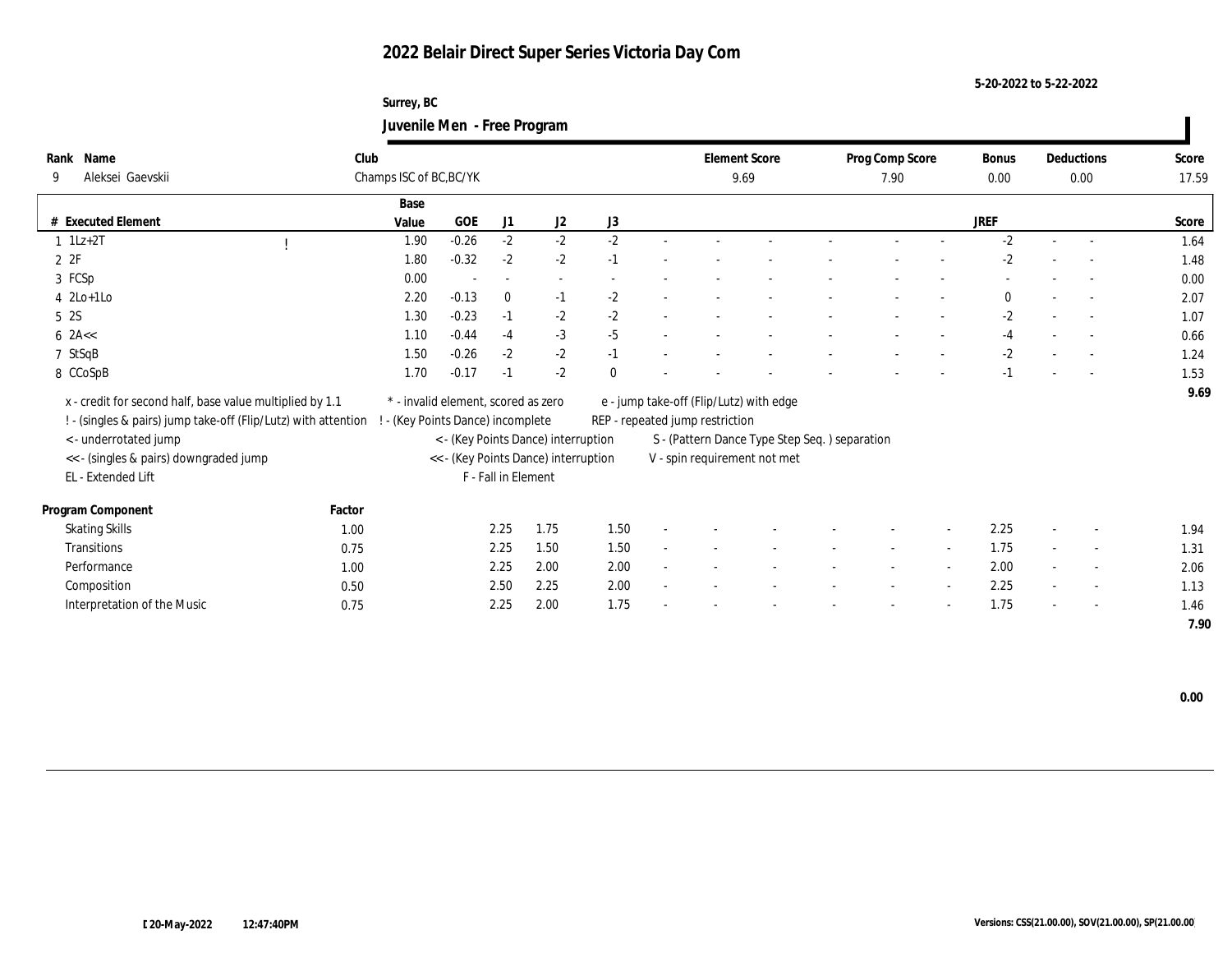# 2022 Belair Direct Super Series Victoria Day Com

5-20-2022 to 5-22-2022

Surrey, BC

## Juvenile Men - Free Program

| Rank | Name | Club | Element Score | Prog Comp Score | Bonus | Deductions | Score |
|---|---|---|---|---|---|---|---|
| 9 | Aleksei Gaevskii | Champs ISC of BC,BC/YK | 9.69 | 7.90 | 0.00 | 0.00 | 17.59 |

| # | Executed Element | | Base Value | GOE | J1 | J2 | J3 | | | | | | | | | JREF | | | Score |
|---|---|---|---|---|---|---|---|---|---|---|---|---|---|---|---|---|---|---|---|
| 1 | 1Lz+2T | ! | 1.90 | -0.26 | -2 | -2 | -2 | - | - | - | - | - | - | - | - | -2 | - | - | 1.64 |
| 2 | 2F | | 1.80 | -0.32 | -2 | -2 | -1 | - | - | - | - | - | - | - | - | -2 | - | - | 1.48 |
| 3 | FCSp | | 0.00 | - | - | - | - | - | - | - | - | - | - | - | - | - | - | - | 0.00 |
| 4 | 2Lo+1Lo | | 2.20 | -0.13 | 0 | -1 | -2 | - | - | - | - | - | - | - | - | 0 | - | - | 2.07 |
| 5 | 2S | | 1.30 | -0.23 | -1 | -2 | -2 | - | - | - | - | - | - | - | - | -2 | - | - | 1.07 |
| 6 | 2A<< | | 1.10 | -0.44 | -4 | -3 | -5 | - | - | - | - | - | - | - | - | -4 | - | - | 0.66 |
| 7 | StSqB | | 1.50 | -0.26 | -2 | -2 | -1 | - | - | - | - | - | - | - | - | -2 | - | - | 1.24 |
| 8 | CCoSpB | | 1.70 | -0.17 | -1 | -2 | 0 | - | - | - | - | - | - | - | - | -1 | - | - | 1.53 |
| | | | | | | | | | | | | | | | | | | | 9.69 |

x - credit for second half, base value multiplied by 1.1
! - (singles & pairs) jump take-off (Flip/Lutz) with attention
< - underrotated jump
<< - (singles & pairs) downgraded jump
EL - Extended Lift
* - invalid element, scored as zero
! - (Key Points Dance) incomplete
< - (Key Points Dance) interruption
<< - (Key Points Dance) interruption
F - Fall in Element
e - jump take-off (Flip/Lutz) with edge
REP - repeated jump restriction
S - (Pattern Dance Type Step Seq. ) separation
V - spin requirement not met

| Program Component | Factor | J1 | J2 | J3 | | | | | | | | JREF | | | Score |
|---|---|---|---|---|---|---|---|---|---|---|---|---|---|---|---|
| Skating Skills | 1.00 | 2.25 | 1.75 | 1.50 | - | - | - | - | - | - | - | 2.25 | - | - | 1.94 |
| Transitions | 0.75 | 2.25 | 1.50 | 1.50 | - | - | - | - | - | - | - | 1.75 | - | - | 1.31 |
| Performance | 1.00 | 2.25 | 2.00 | 2.00 | - | - | - | - | - | - | - | 2.00 | - | - | 2.06 |
| Composition | 0.50 | 2.50 | 2.25 | 2.00 | - | - | - | - | - | - | - | 2.25 | - | - | 1.13 |
| Interpretation of the Music | 0.75 | 2.25 | 2.00 | 1.75 | - | - | - | - | - | - | - | 1.75 | - | - | 1.46 |
| | | | | | | | | | | | | | | | 7.90 |

0.00

20-May-2022 12:47:40PM

Versions: CSS(21.00.00), SOV(21.00.00), SP(21.00.00)